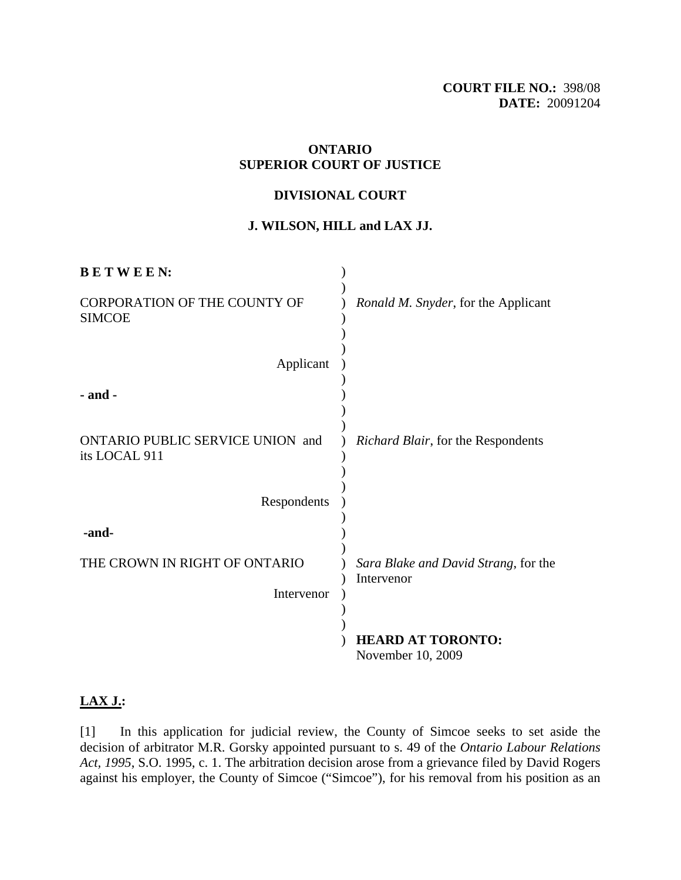**COURT FILE NO.:** 398/08
**DATE:** 20091204

**ONTARIO**
**SUPERIOR COURT OF JUSTICE**

**DIVISIONAL COURT**

**J. WILSON, HILL and LAX JJ.**

| **B E T W E E N:** | |
|---|---|
| CORPORATION OF THE COUNTY OF SIMCOE | *Ronald M. Snyder*, for the Applicant |
| Applicant | |
| **- and -** | |
| ONTARIO PUBLIC SERVICE UNION and its LOCAL 911 | *Richard Blair*, for the Respondents |
| Respondents | |
| **-and-** | |
| THE CROWN IN RIGHT OF ONTARIO | *Sara Blake and David Strang*, for the Intervenor |
| Intervenor | |
| | **HEARD AT TORONTO:** November 10, 2009 |

**LAX J.:**

[1] In this application for judicial review, the County of Simcoe seeks to set aside the decision of arbitrator M.R. Gorsky appointed pursuant to s. 49 of the *Ontario Labour Relations Act, 1995*, S.O. 1995, c. 1. The arbitration decision arose from a grievance filed by David Rogers against his employer, the County of Simcoe ("Simcoe"), for his removal from his position as an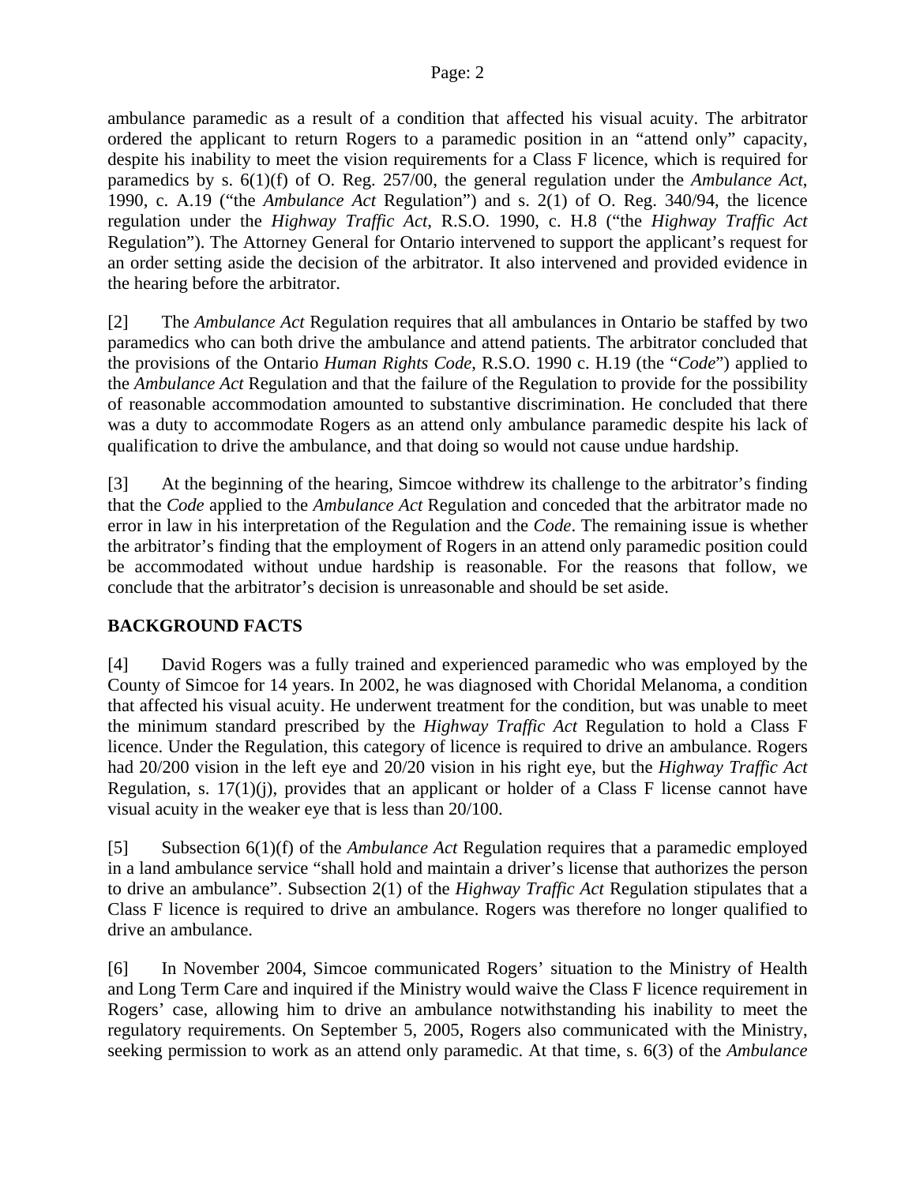ambulance paramedic as a result of a condition that affected his visual acuity. The arbitrator ordered the applicant to return Rogers to a paramedic position in an "attend only" capacity, despite his inability to meet the vision requirements for a Class F licence, which is required for paramedics by s. 6(1)(f) of O. Reg. 257/00, the general regulation under the *Ambulance Act*, 1990, c. A.19 ("the *Ambulance Act* Regulation") and s. 2(1) of O. Reg. 340/94, the licence regulation under the *Highway Traffic Act*, R.S.O. 1990, c. H.8 ("the *Highway Traffic Act* Regulation"). The Attorney General for Ontario intervened to support the applicant's request for an order setting aside the decision of the arbitrator. It also intervened and provided evidence in the hearing before the arbitrator.

[2] The *Ambulance Act* Regulation requires that all ambulances in Ontario be staffed by two paramedics who can both drive the ambulance and attend patients. The arbitrator concluded that the provisions of the Ontario *Human Rights Code*, R.S.O. 1990 c. H.19 (the "*Code*") applied to the *Ambulance Act* Regulation and that the failure of the Regulation to provide for the possibility of reasonable accommodation amounted to substantive discrimination. He concluded that there was a duty to accommodate Rogers as an attend only ambulance paramedic despite his lack of qualification to drive the ambulance, and that doing so would not cause undue hardship.

[3] At the beginning of the hearing, Simcoe withdrew its challenge to the arbitrator's finding that the *Code* applied to the *Ambulance Act* Regulation and conceded that the arbitrator made no error in law in his interpretation of the Regulation and the *Code*. The remaining issue is whether the arbitrator's finding that the employment of Rogers in an attend only paramedic position could be accommodated without undue hardship is reasonable. For the reasons that follow, we conclude that the arbitrator's decision is unreasonable and should be set aside.

## BACKGROUND FACTS

[4] David Rogers was a fully trained and experienced paramedic who was employed by the County of Simcoe for 14 years. In 2002, he was diagnosed with Choridal Melanoma, a condition that affected his visual acuity. He underwent treatment for the condition, but was unable to meet the minimum standard prescribed by the *Highway Traffic Act* Regulation to hold a Class F licence. Under the Regulation, this category of licence is required to drive an ambulance. Rogers had 20/200 vision in the left eye and 20/20 vision in his right eye, but the *Highway Traffic Act* Regulation, s. 17(1)(j), provides that an applicant or holder of a Class F license cannot have visual acuity in the weaker eye that is less than 20/100.

[5] Subsection 6(1)(f) of the *Ambulance Act* Regulation requires that a paramedic employed in a land ambulance service "shall hold and maintain a driver's license that authorizes the person to drive an ambulance". Subsection 2(1) of the *Highway Traffic Act* Regulation stipulates that a Class F licence is required to drive an ambulance. Rogers was therefore no longer qualified to drive an ambulance.

[6] In November 2004, Simcoe communicated Rogers' situation to the Ministry of Health and Long Term Care and inquired if the Ministry would waive the Class F licence requirement in Rogers' case, allowing him to drive an ambulance notwithstanding his inability to meet the regulatory requirements. On September 5, 2005, Rogers also communicated with the Ministry, seeking permission to work as an attend only paramedic. At that time, s. 6(3) of the *Ambulance*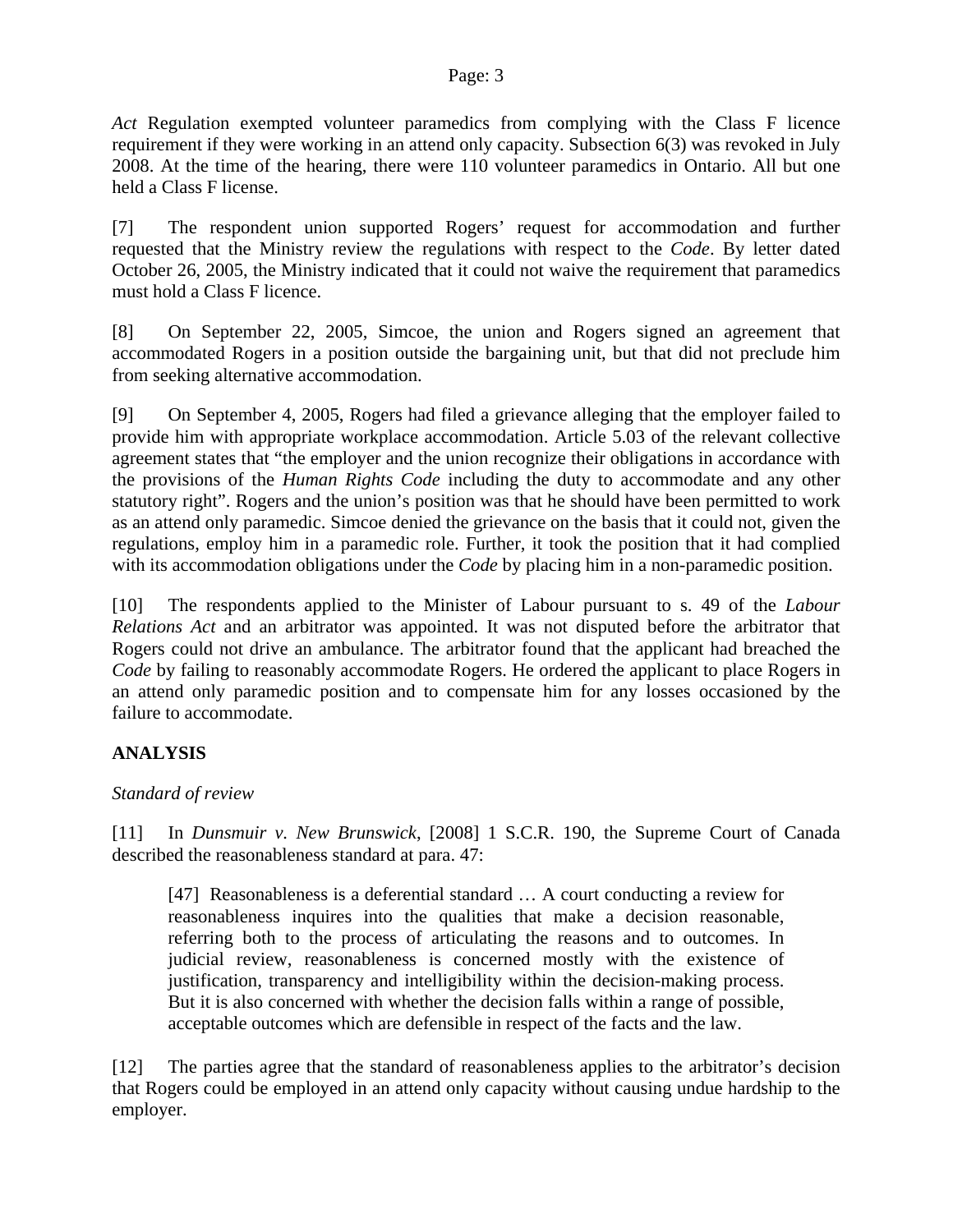*Act* Regulation exempted volunteer paramedics from complying with the Class F licence requirement if they were working in an attend only capacity. Subsection 6(3) was revoked in July 2008. At the time of the hearing, there were 110 volunteer paramedics in Ontario. All but one held a Class F license.

[7] The respondent union supported Rogers' request for accommodation and further requested that the Ministry review the regulations with respect to the *Code*. By letter dated October 26, 2005, the Ministry indicated that it could not waive the requirement that paramedics must hold a Class F licence.

[8] On September 22, 2005, Simcoe, the union and Rogers signed an agreement that accommodated Rogers in a position outside the bargaining unit, but that did not preclude him from seeking alternative accommodation.

[9] On September 4, 2005, Rogers had filed a grievance alleging that the employer failed to provide him with appropriate workplace accommodation. Article 5.03 of the relevant collective agreement states that "the employer and the union recognize their obligations in accordance with the provisions of the *Human Rights Code* including the duty to accommodate and any other statutory right". Rogers and the union's position was that he should have been permitted to work as an attend only paramedic. Simcoe denied the grievance on the basis that it could not, given the regulations, employ him in a paramedic role. Further, it took the position that it had complied with its accommodation obligations under the *Code* by placing him in a non-paramedic position.

[10] The respondents applied to the Minister of Labour pursuant to s. 49 of the *Labour Relations Act* and an arbitrator was appointed. It was not disputed before the arbitrator that Rogers could not drive an ambulance. The arbitrator found that the applicant had breached the *Code* by failing to reasonably accommodate Rogers. He ordered the applicant to place Rogers in an attend only paramedic position and to compensate him for any losses occasioned by the failure to accommodate.

**ANALYSIS**

*Standard of review*

[11] In *Dunsmuir v. New Brunswick*, [2008] 1 S.C.R. 190, the Supreme Court of Canada described the reasonableness standard at para. 47:

> [47] Reasonableness is a deferential standard … A court conducting a review for reasonableness inquires into the qualities that make a decision reasonable, referring both to the process of articulating the reasons and to outcomes. In judicial review, reasonableness is concerned mostly with the existence of justification, transparency and intelligibility within the decision-making process. But it is also concerned with whether the decision falls within a range of possible, acceptable outcomes which are defensible in respect of the facts and the law.

[12] The parties agree that the standard of reasonableness applies to the arbitrator's decision that Rogers could be employed in an attend only capacity without causing undue hardship to the employer.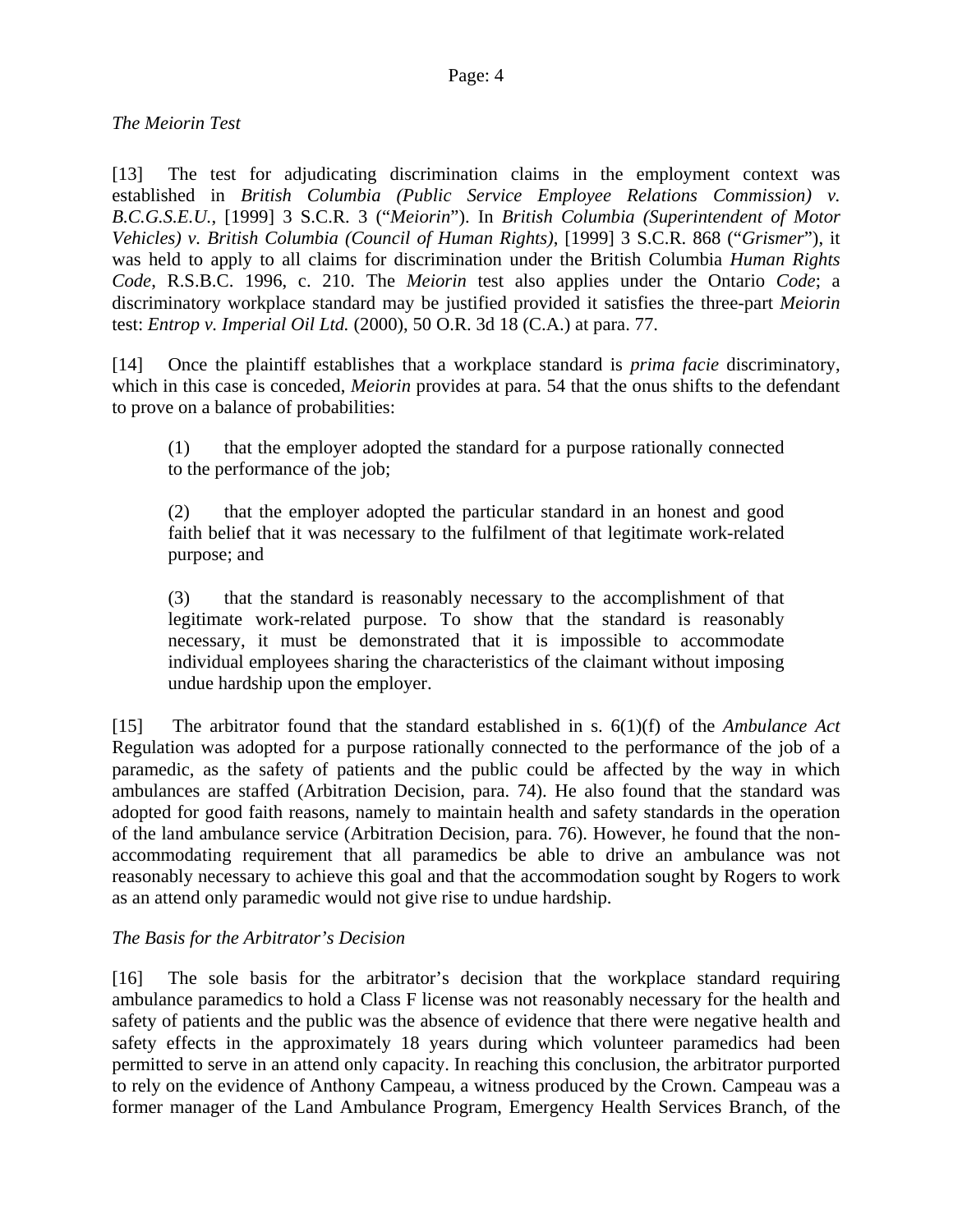*The Meiorin Test*

[13] The test for adjudicating discrimination claims in the employment context was established in *British Columbia (Public Service Employee Relations Commission) v. B.C.G.S.E.U.*, [1999] 3 S.C.R. 3 ("*Meiorin*"). In *British Columbia (Superintendent of Motor Vehicles) v. British Columbia (Council of Human Rights)*, [1999] 3 S.C.R. 868 ("*Grismer*"), it was held to apply to all claims for discrimination under the British Columbia *Human Rights Code*, R.S.B.C. 1996, c. 210. The *Meiorin* test also applies under the Ontario *Code*; a discriminatory workplace standard may be justified provided it satisfies the three-part *Meiorin* test: *Entrop v. Imperial Oil Ltd.* (2000), 50 O.R. 3d 18 (C.A.) at para. 77.

[14] Once the plaintiff establishes that a workplace standard is *prima facie* discriminatory, which in this case is conceded, *Meiorin* provides at para. 54 that the onus shifts to the defendant to prove on a balance of probabilities:

> (1) that the employer adopted the standard for a purpose rationally connected to the performance of the job;
>
> (2) that the employer adopted the particular standard in an honest and good faith belief that it was necessary to the fulfilment of that legitimate work-related purpose; and
>
> (3) that the standard is reasonably necessary to the accomplishment of that legitimate work-related purpose. To show that the standard is reasonably necessary, it must be demonstrated that it is impossible to accommodate individual employees sharing the characteristics of the claimant without imposing undue hardship upon the employer.

[15] The arbitrator found that the standard established in s. 6(1)(f) of the *Ambulance Act* Regulation was adopted for a purpose rationally connected to the performance of the job of a paramedic, as the safety of patients and the public could be affected by the way in which ambulances are staffed (Arbitration Decision, para. 74). He also found that the standard was adopted for good faith reasons, namely to maintain health and safety standards in the operation of the land ambulance service (Arbitration Decision, para. 76). However, he found that the non-accommodating requirement that all paramedics be able to drive an ambulance was not reasonably necessary to achieve this goal and that the accommodation sought by Rogers to work as an attend only paramedic would not give rise to undue hardship.

*The Basis for the Arbitrator's Decision*

[16] The sole basis for the arbitrator's decision that the workplace standard requiring ambulance paramedics to hold a Class F license was not reasonably necessary for the health and safety of patients and the public was the absence of evidence that there were negative health and safety effects in the approximately 18 years during which volunteer paramedics had been permitted to serve in an attend only capacity. In reaching this conclusion, the arbitrator purported to rely on the evidence of Anthony Campeau, a witness produced by the Crown. Campeau was a former manager of the Land Ambulance Program, Emergency Health Services Branch, of the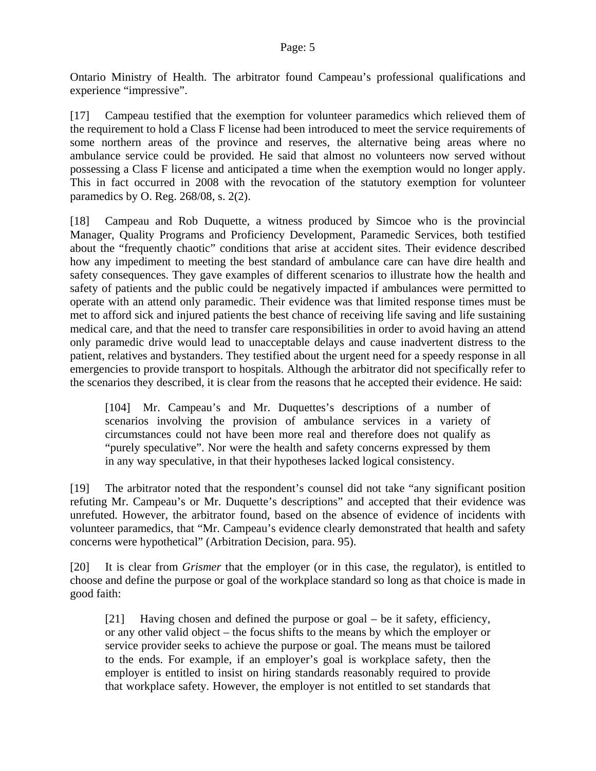Ontario Ministry of Health. The arbitrator found Campeau's professional qualifications and experience "impressive".

[17] Campeau testified that the exemption for volunteer paramedics which relieved them of the requirement to hold a Class F license had been introduced to meet the service requirements of some northern areas of the province and reserves, the alternative being areas where no ambulance service could be provided. He said that almost no volunteers now served without possessing a Class F license and anticipated a time when the exemption would no longer apply. This in fact occurred in 2008 with the revocation of the statutory exemption for volunteer paramedics by O. Reg. 268/08, s. 2(2).

[18] Campeau and Rob Duquette, a witness produced by Simcoe who is the provincial Manager, Quality Programs and Proficiency Development, Paramedic Services, both testified about the "frequently chaotic" conditions that arise at accident sites. Their evidence described how any impediment to meeting the best standard of ambulance care can have dire health and safety consequences. They gave examples of different scenarios to illustrate how the health and safety of patients and the public could be negatively impacted if ambulances were permitted to operate with an attend only paramedic. Their evidence was that limited response times must be met to afford sick and injured patients the best chance of receiving life saving and life sustaining medical care, and that the need to transfer care responsibilities in order to avoid having an attend only paramedic drive would lead to unacceptable delays and cause inadvertent distress to the patient, relatives and bystanders. They testified about the urgent need for a speedy response in all emergencies to provide transport to hospitals. Although the arbitrator did not specifically refer to the scenarios they described, it is clear from the reasons that he accepted their evidence. He said:

> [104] Mr. Campeau's and Mr. Duquettes's descriptions of a number of scenarios involving the provision of ambulance services in a variety of circumstances could not have been more real and therefore does not qualify as "purely speculative". Nor were the health and safety concerns expressed by them in any way speculative, in that their hypotheses lacked logical consistency.

[19] The arbitrator noted that the respondent's counsel did not take "any significant position refuting Mr. Campeau's or Mr. Duquette's descriptions" and accepted that their evidence was unrefuted. However, the arbitrator found, based on the absence of evidence of incidents with volunteer paramedics, that "Mr. Campeau's evidence clearly demonstrated that health and safety concerns were hypothetical" (Arbitration Decision, para. 95).

[20] It is clear from *Grismer* that the employer (or in this case, the regulator), is entitled to choose and define the purpose or goal of the workplace standard so long as that choice is made in good faith:

> [21] Having chosen and defined the purpose or goal – be it safety, efficiency, or any other valid object – the focus shifts to the means by which the employer or service provider seeks to achieve the purpose or goal. The means must be tailored to the ends. For example, if an employer's goal is workplace safety, then the employer is entitled to insist on hiring standards reasonably required to provide that workplace safety. However, the employer is not entitled to set standards that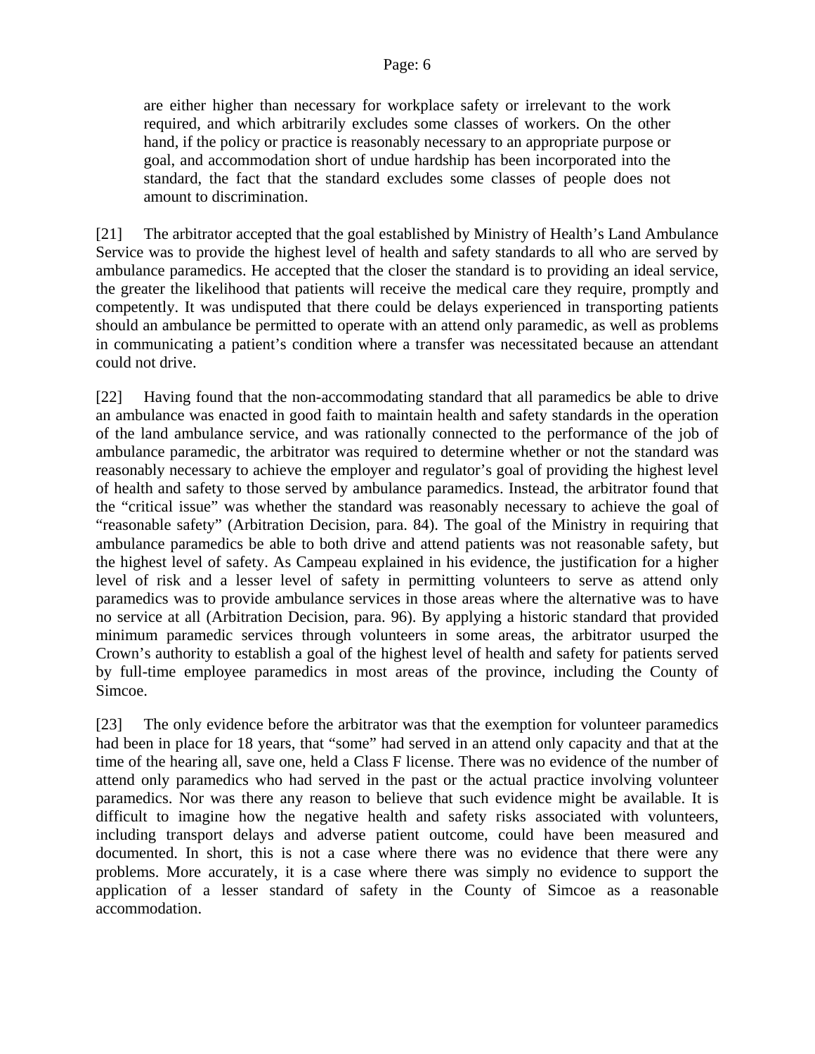> are either higher than necessary for workplace safety or irrelevant to the work required, and which arbitrarily excludes some classes of workers. On the other hand, if the policy or practice is reasonably necessary to an appropriate purpose or goal, and accommodation short of undue hardship has been incorporated into the standard, the fact that the standard excludes some classes of people does not amount to discrimination.

[21] The arbitrator accepted that the goal established by Ministry of Health's Land Ambulance Service was to provide the highest level of health and safety standards to all who are served by ambulance paramedics. He accepted that the closer the standard is to providing an ideal service, the greater the likelihood that patients will receive the medical care they require, promptly and competently. It was undisputed that there could be delays experienced in transporting patients should an ambulance be permitted to operate with an attend only paramedic, as well as problems in communicating a patient's condition where a transfer was necessitated because an attendant could not drive.

[22] Having found that the non-accommodating standard that all paramedics be able to drive an ambulance was enacted in good faith to maintain health and safety standards in the operation of the land ambulance service, and was rationally connected to the performance of the job of ambulance paramedic, the arbitrator was required to determine whether or not the standard was reasonably necessary to achieve the employer and regulator's goal of providing the highest level of health and safety to those served by ambulance paramedics. Instead, the arbitrator found that the "critical issue" was whether the standard was reasonably necessary to achieve the goal of "reasonable safety" (Arbitration Decision, para. 84). The goal of the Ministry in requiring that ambulance paramedics be able to both drive and attend patients was not reasonable safety, but the highest level of safety. As Campeau explained in his evidence, the justification for a higher level of risk and a lesser level of safety in permitting volunteers to serve as attend only paramedics was to provide ambulance services in those areas where the alternative was to have no service at all (Arbitration Decision, para. 96). By applying a historic standard that provided minimum paramedic services through volunteers in some areas, the arbitrator usurped the Crown's authority to establish a goal of the highest level of health and safety for patients served by full-time employee paramedics in most areas of the province, including the County of Simcoe.

[23] The only evidence before the arbitrator was that the exemption for volunteer paramedics had been in place for 18 years, that "some" had served in an attend only capacity and that at the time of the hearing all, save one, held a Class F license. There was no evidence of the number of attend only paramedics who had served in the past or the actual practice involving volunteer paramedics. Nor was there any reason to believe that such evidence might be available. It is difficult to imagine how the negative health and safety risks associated with volunteers, including transport delays and adverse patient outcome, could have been measured and documented. In short, this is not a case where there was no evidence that there were any problems. More accurately, it is a case where there was simply no evidence to support the application of a lesser standard of safety in the County of Simcoe as a reasonable accommodation.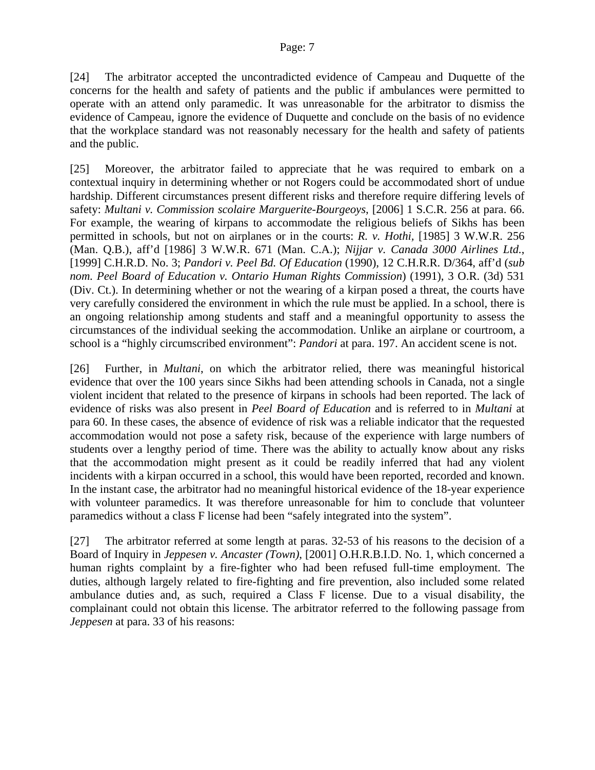[24] The arbitrator accepted the uncontradicted evidence of Campeau and Duquette of the concerns for the health and safety of patients and the public if ambulances were permitted to operate with an attend only paramedic. It was unreasonable for the arbitrator to dismiss the evidence of Campeau, ignore the evidence of Duquette and conclude on the basis of no evidence that the workplace standard was not reasonably necessary for the health and safety of patients and the public.

[25] Moreover, the arbitrator failed to appreciate that he was required to embark on a contextual inquiry in determining whether or not Rogers could be accommodated short of undue hardship. Different circumstances present different risks and therefore require differing levels of safety: *Multani v. Commission scolaire Marguerite-Bourgeoys*, [2006] 1 S.C.R. 256 at para. 66. For example, the wearing of kirpans to accommodate the religious beliefs of Sikhs has been permitted in schools, but not on airplanes or in the courts: *R. v. Hothi*, [1985] 3 W.W.R. 256 (Man. Q.B.), aff'd [1986] 3 W.W.R. 671 (Man. C.A.); *Nijjar v. Canada 3000 Airlines Ltd.*, [1999] C.H.R.D. No. 3; *Pandori v. Peel Bd. Of Education* (1990), 12 C.H.R.R. D/364, aff'd (*sub nom. Peel Board of Education v. Ontario Human Rights Commission*) (1991), 3 O.R. (3d) 531 (Div. Ct.). In determining whether or not the wearing of a kirpan posed a threat, the courts have very carefully considered the environment in which the rule must be applied. In a school, there is an ongoing relationship among students and staff and a meaningful opportunity to assess the circumstances of the individual seeking the accommodation. Unlike an airplane or courtroom, a school is a "highly circumscribed environment": *Pandori* at para. 197. An accident scene is not.

[26] Further, in *Multani*, on which the arbitrator relied, there was meaningful historical evidence that over the 100 years since Sikhs had been attending schools in Canada, not a single violent incident that related to the presence of kirpans in schools had been reported. The lack of evidence of risks was also present in *Peel Board of Education* and is referred to in *Multani* at para 60. In these cases, the absence of evidence of risk was a reliable indicator that the requested accommodation would not pose a safety risk, because of the experience with large numbers of students over a lengthy period of time. There was the ability to actually know about any risks that the accommodation might present as it could be readily inferred that had any violent incidents with a kirpan occurred in a school, this would have been reported, recorded and known. In the instant case, the arbitrator had no meaningful historical evidence of the 18-year experience with volunteer paramedics. It was therefore unreasonable for him to conclude that volunteer paramedics without a class F license had been "safely integrated into the system".

[27] The arbitrator referred at some length at paras. 32-53 of his reasons to the decision of a Board of Inquiry in *Jeppesen v. Ancaster (Town)*, [2001] O.H.R.B.I.D. No. 1, which concerned a human rights complaint by a fire-fighter who had been refused full-time employment. The duties, although largely related to fire-fighting and fire prevention, also included some related ambulance duties and, as such, required a Class F license. Due to a visual disability, the complainant could not obtain this license. The arbitrator referred to the following passage from *Jeppesen* at para. 33 of his reasons: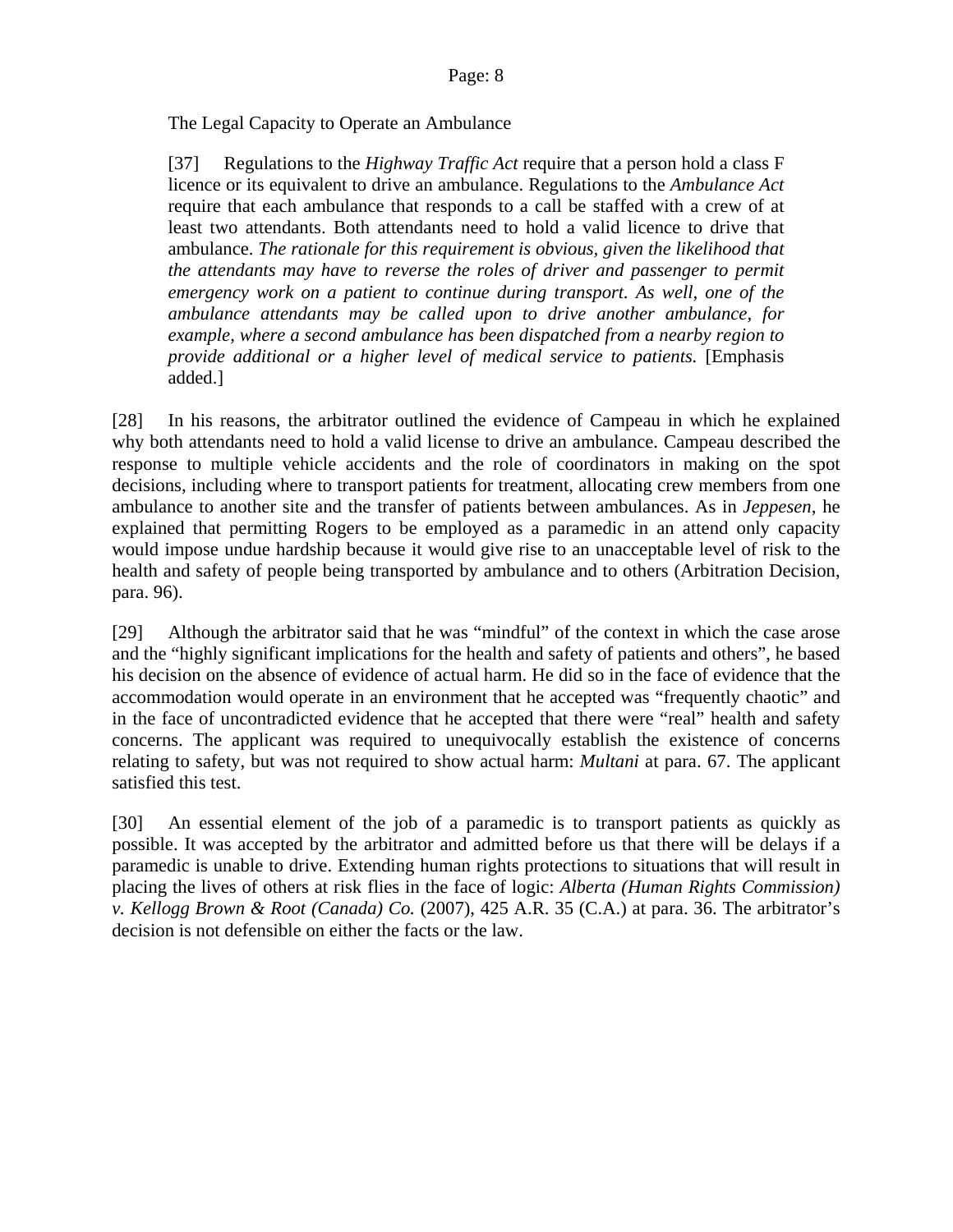> The Legal Capacity to Operate an Ambulance
>
> [37] Regulations to the *Highway Traffic Act* require that a person hold a class F licence or its equivalent to drive an ambulance. Regulations to the *Ambulance Act* require that each ambulance that responds to a call be staffed with a crew of at least two attendants. Both attendants need to hold a valid licence to drive that ambulance. *The rationale for this requirement is obvious, given the likelihood that the attendants may have to reverse the roles of driver and passenger to permit emergency work on a patient to continue during transport. As well, one of the ambulance attendants may be called upon to drive another ambulance, for example, where a second ambulance has been dispatched from a nearby region to provide additional or a higher level of medical service to patients.* [Emphasis added.]

[28] In his reasons, the arbitrator outlined the evidence of Campeau in which he explained why both attendants need to hold a valid license to drive an ambulance. Campeau described the response to multiple vehicle accidents and the role of coordinators in making on the spot decisions, including where to transport patients for treatment, allocating crew members from one ambulance to another site and the transfer of patients between ambulances. As in *Jeppesen*, he explained that permitting Rogers to be employed as a paramedic in an attend only capacity would impose undue hardship because it would give rise to an unacceptable level of risk to the health and safety of people being transported by ambulance and to others (Arbitration Decision, para. 96).

[29] Although the arbitrator said that he was "mindful" of the context in which the case arose and the "highly significant implications for the health and safety of patients and others", he based his decision on the absence of evidence of actual harm. He did so in the face of evidence that the accommodation would operate in an environment that he accepted was "frequently chaotic" and in the face of uncontradicted evidence that he accepted that there were "real" health and safety concerns. The applicant was required to unequivocally establish the existence of concerns relating to safety, but was not required to show actual harm: *Multani* at para. 67. The applicant satisfied this test.

[30] An essential element of the job of a paramedic is to transport patients as quickly as possible. It was accepted by the arbitrator and admitted before us that there will be delays if a paramedic is unable to drive. Extending human rights protections to situations that will result in placing the lives of others at risk flies in the face of logic: *Alberta (Human Rights Commission) v. Kellogg Brown & Root (Canada) Co.* (2007), 425 A.R. 35 (C.A.) at para. 36. The arbitrator's decision is not defensible on either the facts or the law.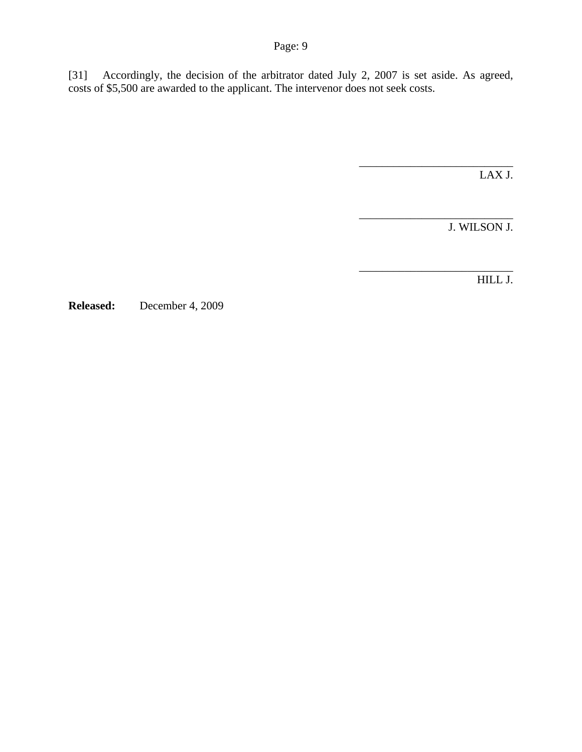[31] Accordingly, the decision of the arbitrator dated July 2, 2007 is set aside. As agreed, costs of $5,500 are awarded to the applicant. The intervenor does not seek costs.

___________________________
LAX J.

___________________________
J. WILSON J.

___________________________
HILL J.

**Released:** December 4, 2009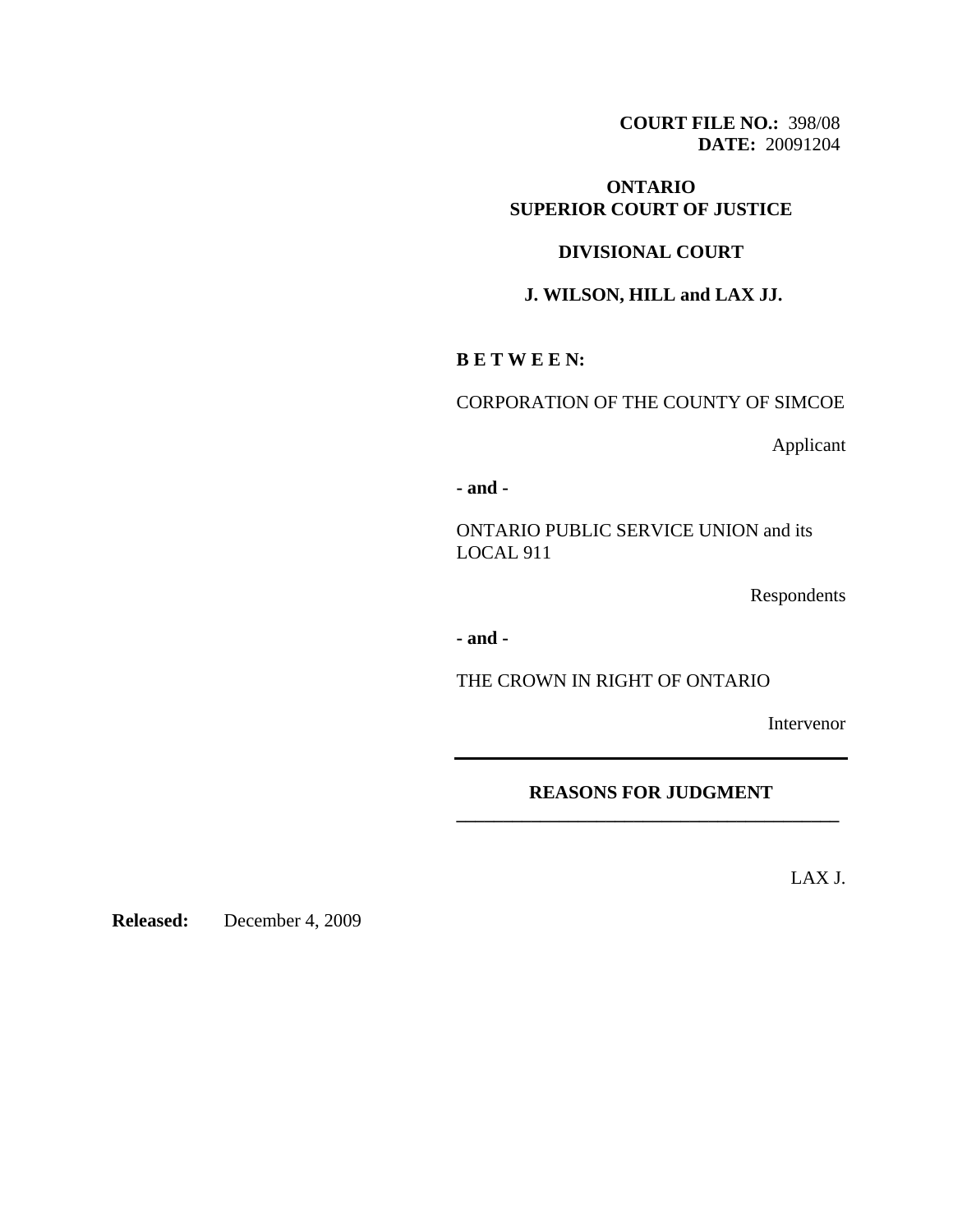**COURT FILE NO.:** 398/08
**DATE:** 20091204

**ONTARIO**
**SUPERIOR COURT OF JUSTICE**

**DIVISIONAL COURT**

**J. WILSON, HILL and LAX JJ.**

**B E T W E E N:**

CORPORATION OF THE COUNTY OF SIMCOE

Applicant

**- and -**

ONTARIO PUBLIC SERVICE UNION and its LOCAL 911

Respondents

**- and -**

THE CROWN IN RIGHT OF ONTARIO

Intervenor

---

**REASONS FOR JUDGMENT**

---

LAX J.

**Released:** December 4, 2009